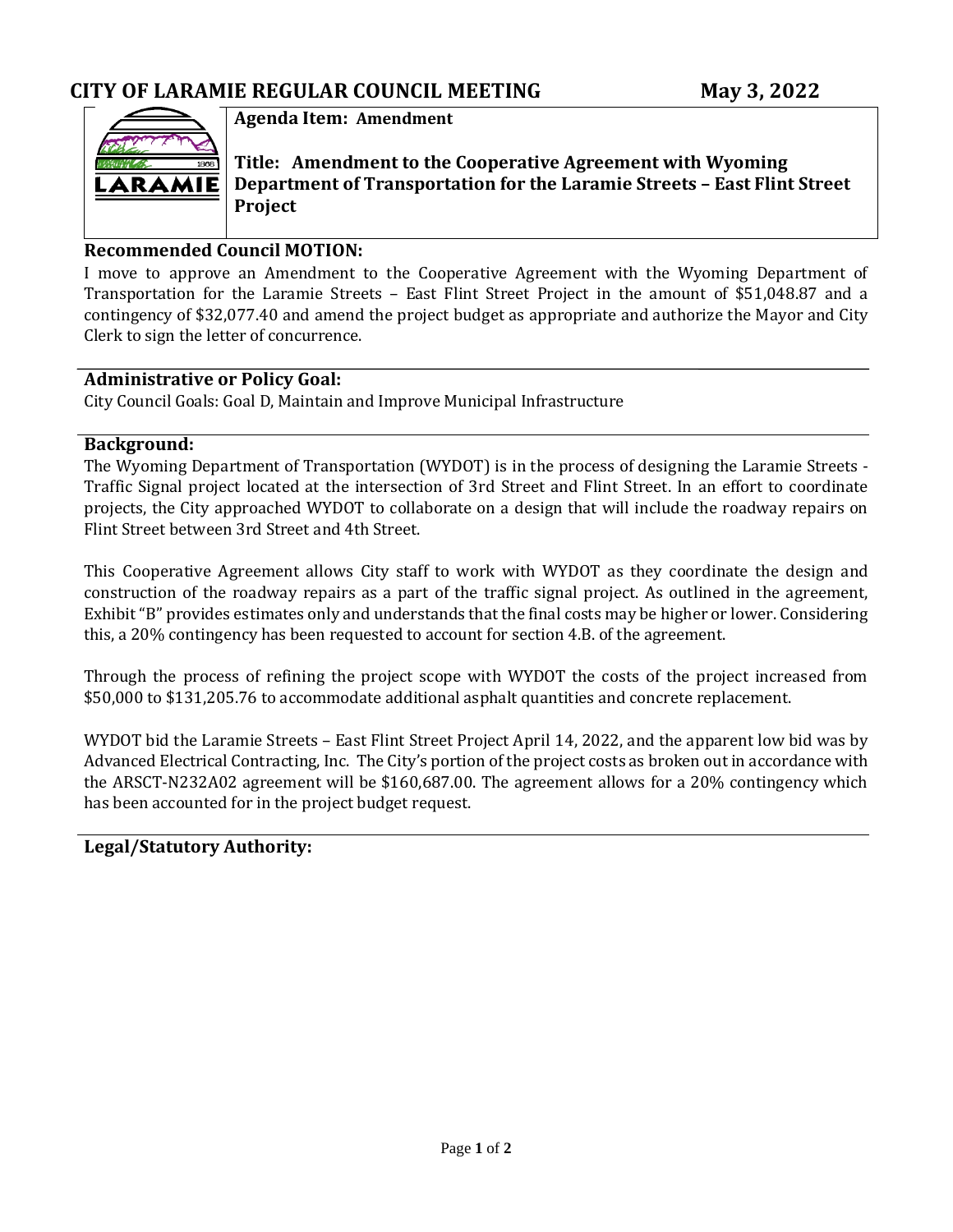## CITY OF LARAMIE REGULAR COUNCIL MEETING May 3, 2022

**Agenda Item: Amendment**

**Title: Amendment to the Cooperative Agreement with Wyoming Department of Transportation for the Laramie Streets – East Flint Street Project**

### Recommended Council MOTION:

I move to approve an Amendment to the Cooperative Agreement with the Wyoming Department of Transportation for the Laramie Streets – East Flint Street Project in the amount of $51,048.87 and a contingency of $32,077.40 and amend the project budget as appropriate and authorize the Mayor and City Clerk to sign the letter of concurrence.

### Administrative or Policy Goal:

City Council Goals: Goal D, Maintain and Improve Municipal Infrastructure

### Background:

The Wyoming Department of Transportation (WYDOT) is in the process of designing the Laramie Streets - Traffic Signal project located at the intersection of 3rd Street and Flint Street. In an effort to coordinate projects, the City approached WYDOT to collaborate on a design that will include the roadway repairs on Flint Street between 3rd Street and 4th Street.

This Cooperative Agreement allows City staff to work with WYDOT as they coordinate the design and construction of the roadway repairs as a part of the traffic signal project. As outlined in the agreement, Exhibit "B" provides estimates only and understands that the final costs may be higher or lower. Considering this, a 20% contingency has been requested to account for section 4.B. of the agreement.

Through the process of refining the project scope with WYDOT the costs of the project increased from $50,000 to $131,205.76 to accommodate additional asphalt quantities and concrete replacement.

WYDOT bid the Laramie Streets – East Flint Street Project April 14, 2022, and the apparent low bid was by Advanced Electrical Contracting, Inc. The City's portion of the project costs as broken out in accordance with the ARSCT-N232A02 agreement will be $160,687.00. The agreement allows for a 20% contingency which has been accounted for in the project budget request.

### Legal/Statutory Authority: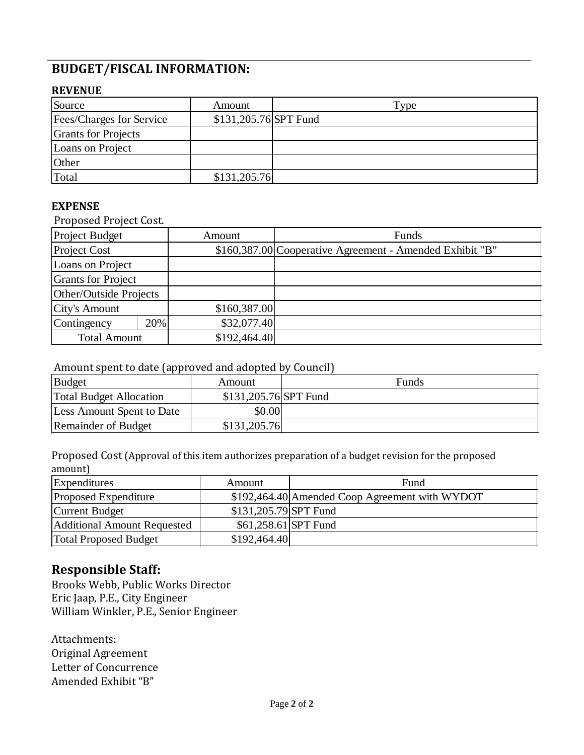## BUDGET/FISCAL INFORMATION:

### REVENUE

| Source | Amount | Type |
|---|---|---|
| Fees/Charges for Service | $131,205.76 | SPT Fund |
| Grants for Projects | | |
| Loans on Project | | |
| Other | | |
| Total | $131,205.76 | |

### EXPENSE

Proposed Project Cost.

| Project Budget | | Amount | Funds |
|---|---|---|---|
| Project Cost | | $160,387.00 | Cooperative Agreement - Amended Exhibit "B" |
| Loans on Project | | | |
| Grants for Project | | | |
| Other/Outside Projects | | | |
| City's Amount | | $160,387.00 | |
| Contingency | 20% | $32,077.40 | |
| Total Amount | | $192,464.40 | |

Amount spent to date (approved and adopted by Council)

| Budget | Amount | Funds |
|---|---|---|
| Total Budget Allocation | $131,205.76 | SPT Fund |
| Less Amount Spent to Date | $0.00 | |
| Remainder of Budget | $131,205.76 | |

Proposed Cost (Approval of this item authorizes preparation of a budget revision for the proposed amount)

| Expenditures | Amount | Fund |
|---|---|---|
| Proposed Expenditure | $192,464.40 | Amended Coop Agreement with WYDOT |
| Current Budget | $131,205.79 | SPT Fund |
| Additional Amount Requested | $61,258.61 | SPT Fund |
| Total Proposed Budget | $192,464.40 | |

## Responsible Staff:

Brooks Webb, Public Works Director
Eric Jaap, P.E., City Engineer
William Winkler, P.E., Senior Engineer

Attachments:
Original Agreement
Letter of Concurrence
Amended Exhibit "B"